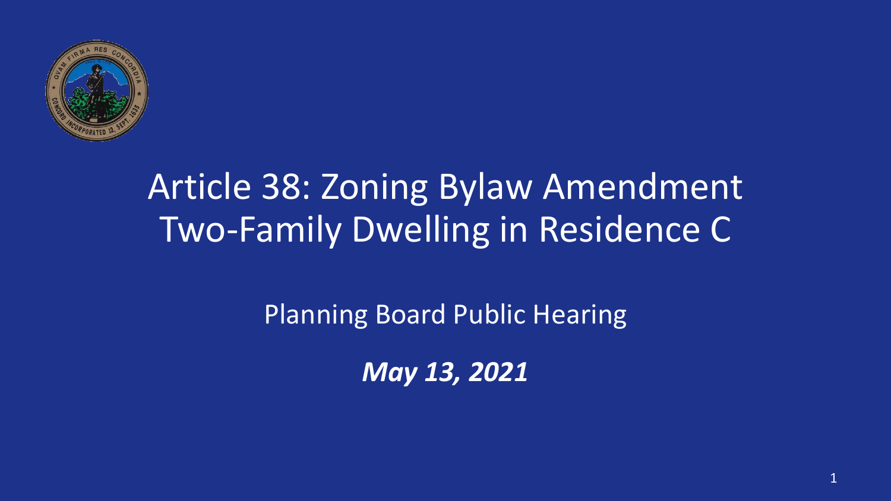# Article 38: Zoning Bylaw Amendment Two-Family Dwelling in Residence C

Planning Board Public Hearing

***May 13, 2021***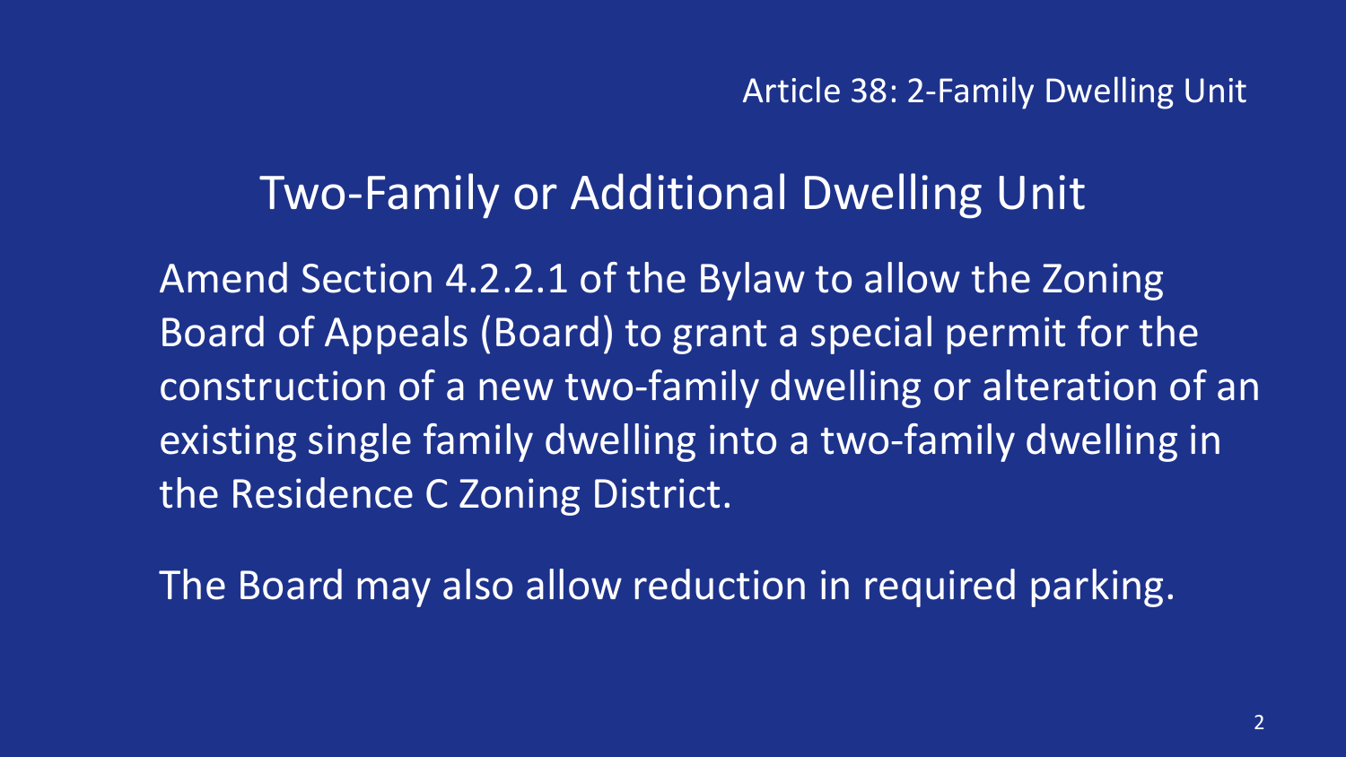Article 38: 2-Family Dwelling Unit

# Two-Family or Additional Dwelling Unit

Amend Section 4.2.2.1 of the Bylaw to allow the Zoning Board of Appeals (Board) to grant a special permit for the construction of a new two-family dwelling or alteration of an existing single family dwelling into a two-family dwelling in the Residence C Zoning District.

The Board may also allow reduction in required parking.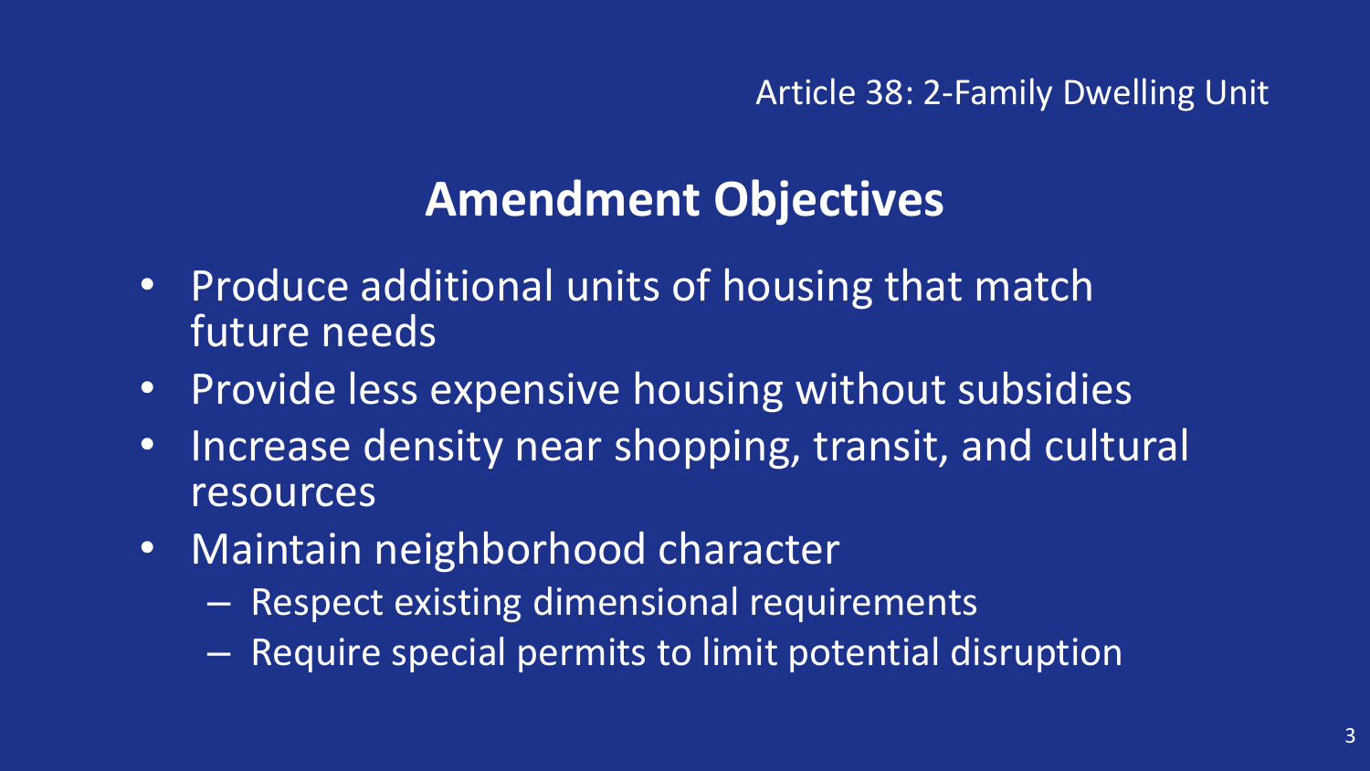Article 38: 2-Family Dwelling Unit

# Amendment Objectives

- Produce additional units of housing that match future needs
- Provide less expensive housing without subsidies
- Increase density near shopping, transit, and cultural resources
- Maintain neighborhood character
  - Respect existing dimensional requirements
  - Require special permits to limit potential disruption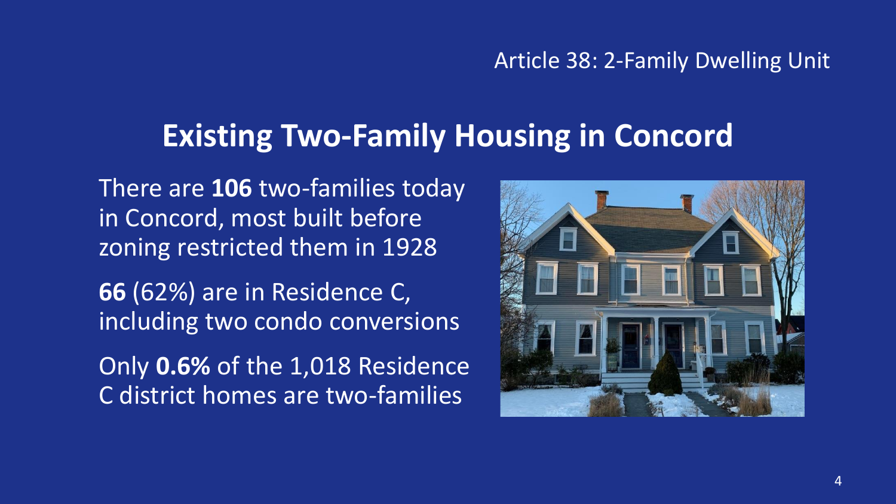Article 38: 2-Family Dwelling Unit

# Existing Two-Family Housing in Concord

There are **106** two-families today in Concord, most built before zoning restricted them in 1928

**66** (62%) are in Residence C, including two condo conversions

Only **0.6%** of the 1,018 Residence C district homes are two-families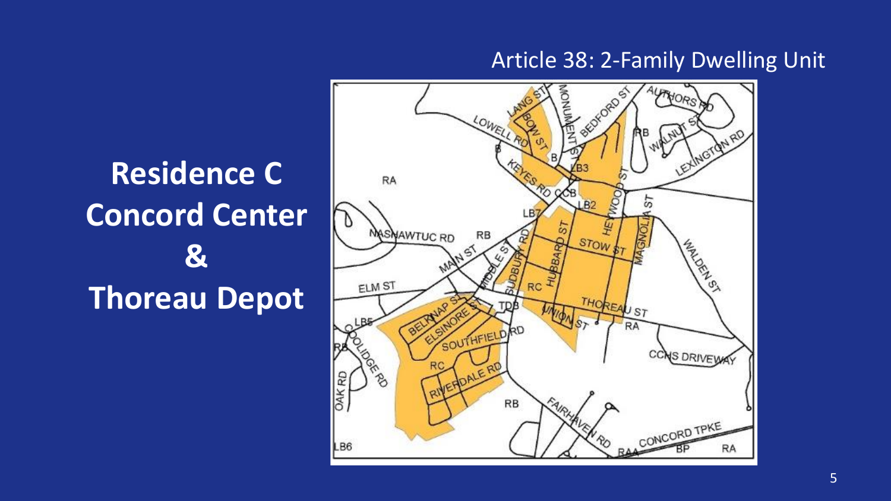Article 38: 2-Family Dwelling Unit

# Residence C Concord Center & Thoreau Depot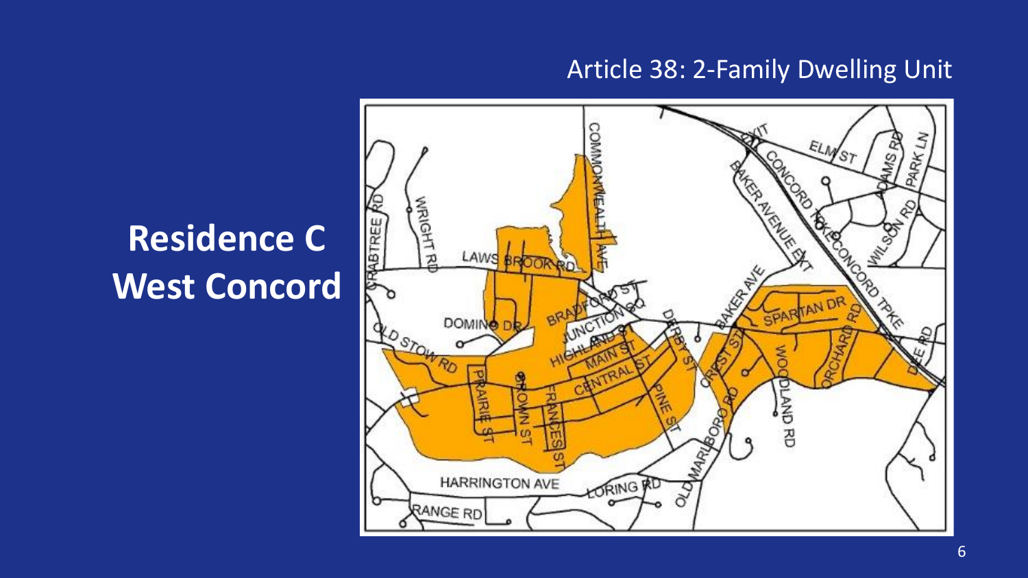Article 38: 2-Family Dwelling Unit

# Residence C West Concord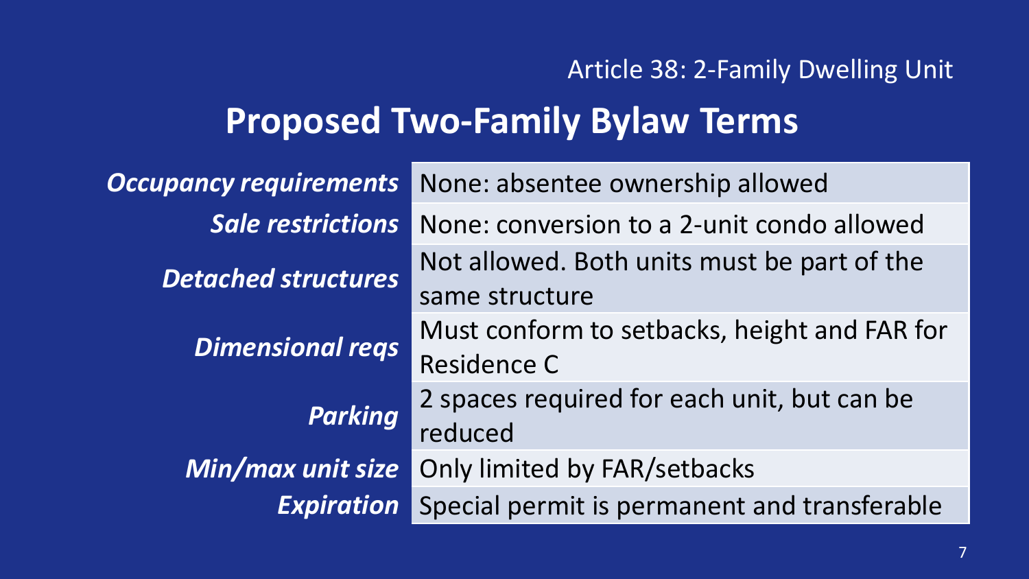Article 38: 2-Family Dwelling Unit

# Proposed Two-Family Bylaw Terms

| | |
|---|---|
| ***Occupancy requirements*** | None: absentee ownership allowed |
| ***Sale restrictions*** | None: conversion to a 2-unit condo allowed |
| ***Detached structures*** | Not allowed. Both units must be part of the same structure |
| ***Dimensional reqs*** | Must conform to setbacks, height and FAR for Residence C |
| ***Parking*** | 2 spaces required for each unit, but can be reduced |
| ***Min/max unit size*** | Only limited by FAR/setbacks |
| ***Expiration*** | Special permit is permanent and transferable |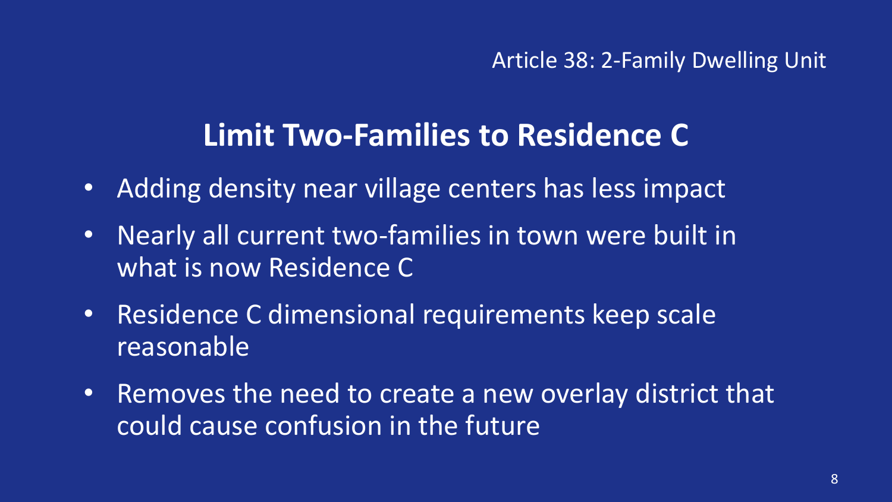Article 38: 2-Family Dwelling Unit

## Limit Two-Families to Residence C

- Adding density near village centers has less impact
- Nearly all current two-families in town were built in what is now Residence C
- Residence C dimensional requirements keep scale reasonable
- Removes the need to create a new overlay district that could cause confusion in the future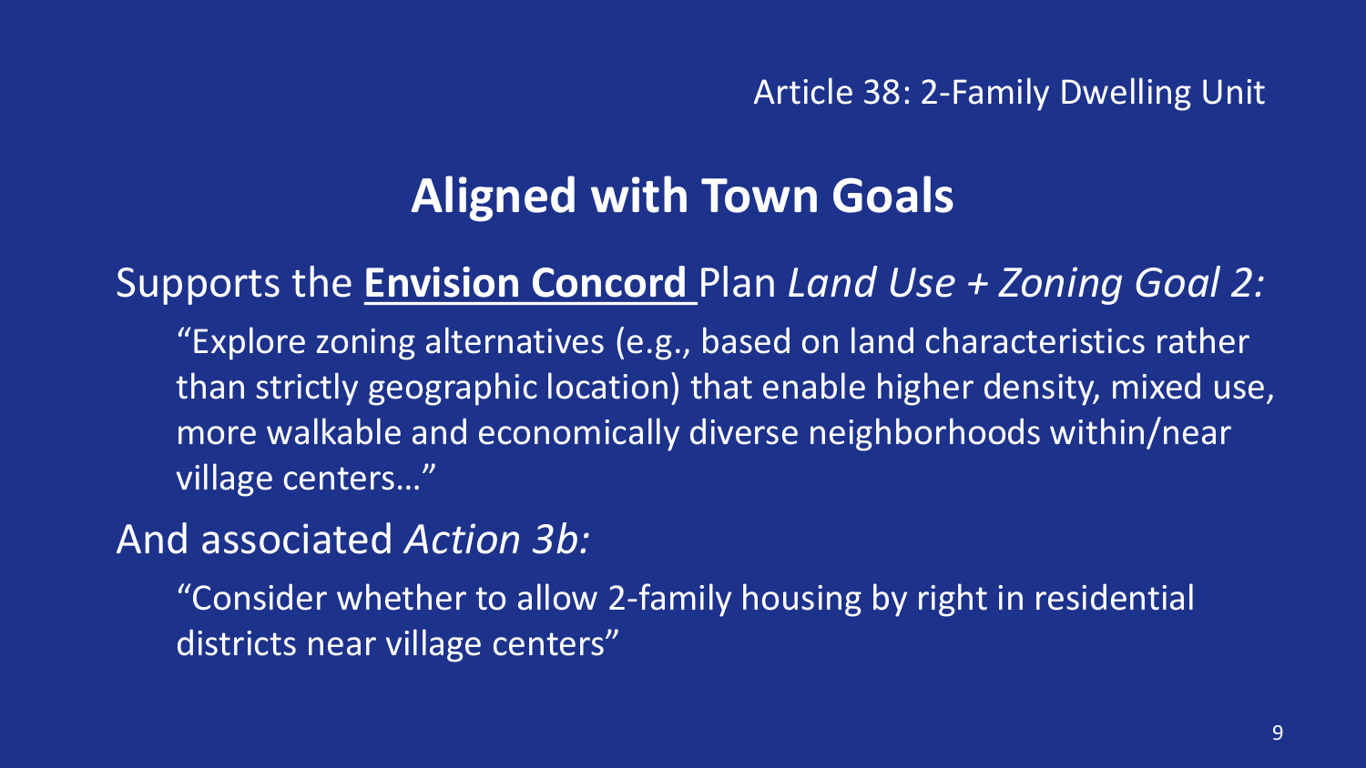Article 38: 2-Family Dwelling Unit

# Aligned with Town Goals

Supports the **Envision Concord** Plan *Land Use + Zoning Goal 2:*

> "Explore zoning alternatives (e.g., based on land characteristics rather than strictly geographic location) that enable higher density, mixed use, more walkable and economically diverse neighborhoods within/near village centers…"

And associated *Action 3b:*

> "Consider whether to allow 2-family housing by right in residential districts near village centers"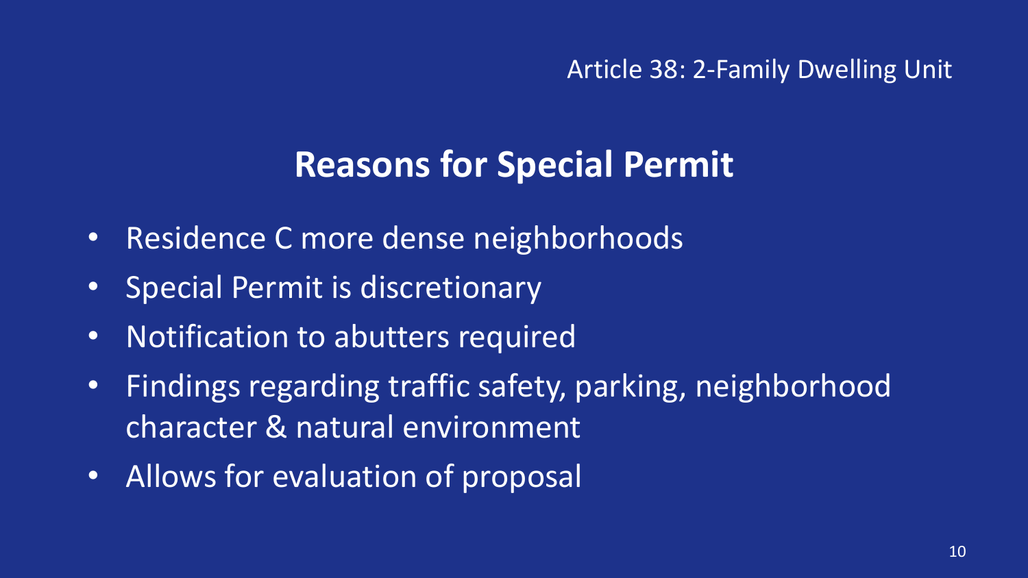Article 38: 2-Family Dwelling Unit

## Reasons for Special Permit

- Residence C more dense neighborhoods
- Special Permit is discretionary
- Notification to abutters required
- Findings regarding traffic safety, parking, neighborhood character & natural environment
- Allows for evaluation of proposal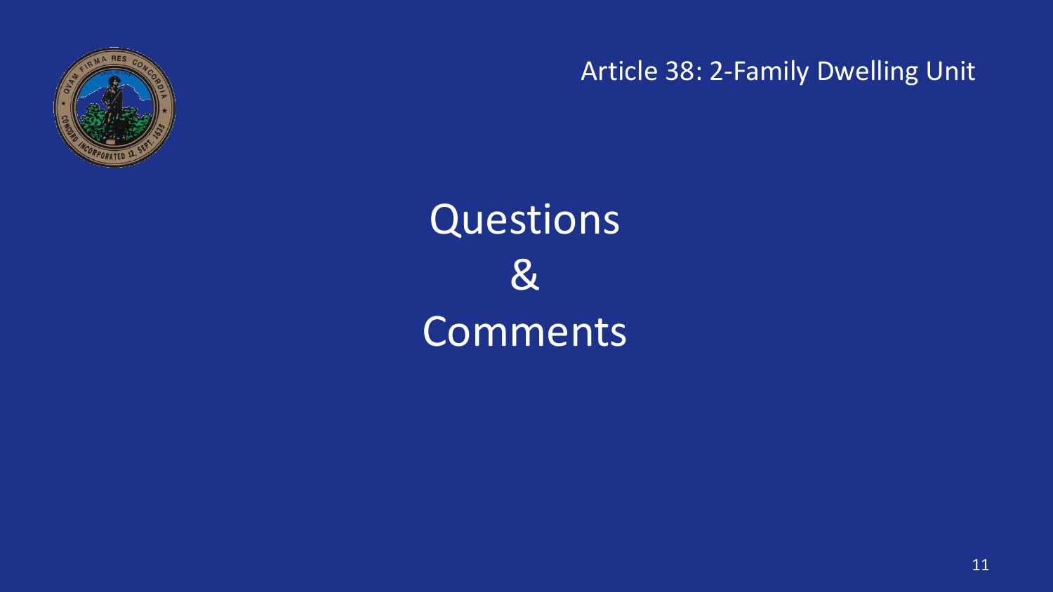Article 38: 2-Family Dwelling Unit

# Questions
# &
# Comments